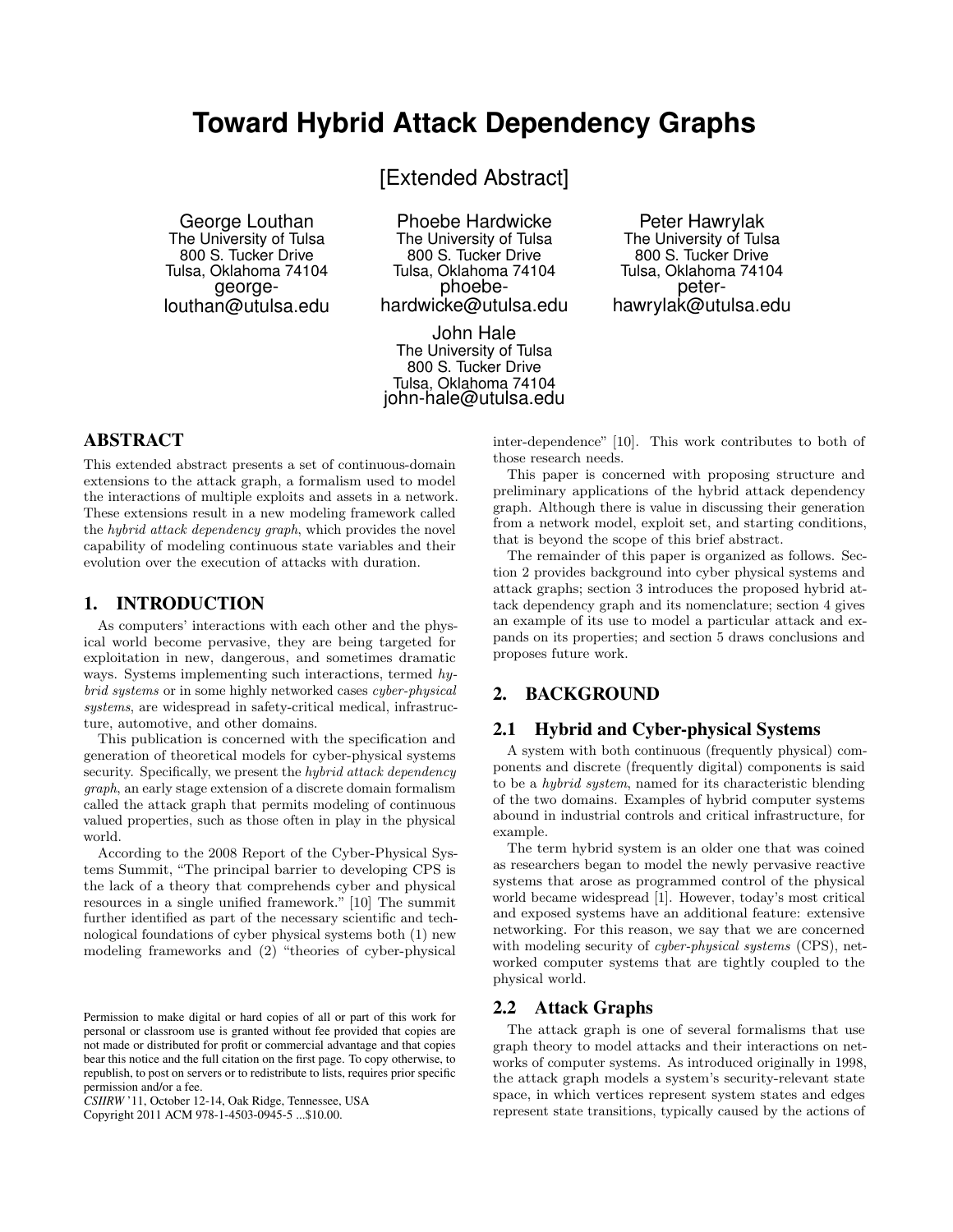# Toward Hybrid Attack Dependency Graphs

[Extended Abstract]

George Louthan
The University of Tulsa
800 S. Tucker Drive
Tulsa, Oklahoma 74104
george-louthan@utulsa.edu

Phoebe Hardwicke
The University of Tulsa
800 S. Tucker Drive
Tulsa, Oklahoma 74104
phoebe-hardwicke@utulsa.edu

Peter Hawrylak
The University of Tulsa
800 S. Tucker Drive
Tulsa, Oklahoma 74104
peter-hawrylak@utulsa.edu

John Hale
The University of Tulsa
800 S. Tucker Drive
Tulsa, Oklahoma 74104
john-hale@utulsa.edu

## ABSTRACT

This extended abstract presents a set of continuous-domain extensions to the attack graph, a formalism used to model the interactions of multiple exploits and assets in a network. These extensions result in a new modeling framework called the *hybrid attack dependency graph*, which provides the novel capability of modeling continuous state variables and their evolution over the execution of attacks with duration.

## 1. INTRODUCTION

As computers' interactions with each other and the physical world become pervasive, they are being targeted for exploitation in new, dangerous, and sometimes dramatic ways. Systems implementing such interactions, termed *hybrid systems* or in some highly networked cases *cyber-physical systems*, are widespread in safety-critical medical, infrastructure, automotive, and other domains.

This publication is concerned with the specification and generation of theoretical models for cyber-physical systems security. Specifically, we present the *hybrid attack dependency graph*, an early stage extension of a discrete domain formalism called the attack graph that permits modeling of continuous valued properties, such as those often in play in the physical world.

According to the 2008 Report of the Cyber-Physical Systems Summit, "The principal barrier to developing CPS is the lack of a theory that comprehends cyber and physical resources in a single unified framework." [10] The summit further identified as part of the necessary scientific and technological foundations of cyber physical systems both (1) new modeling frameworks and (2) "theories of cyber-physical inter-dependence" [10]. This work contributes to both of those research needs.

This paper is concerned with proposing structure and preliminary applications of the hybrid attack dependency graph. Although there is value in discussing their generation from a network model, exploit set, and starting conditions, that is beyond the scope of this brief abstract.

The remainder of this paper is organized as follows. Section 2 provides background into cyber physical systems and attack graphs; section 3 introduces the proposed hybrid attack dependency graph and its nomenclature; section 4 gives an example of its use to model a particular attack and expands on its properties; and section 5 draws conclusions and proposes future work.

Permission to make digital or hard copies of all or part of this work for personal or classroom use is granted without fee provided that copies are not made or distributed for profit or commercial advantage and that copies bear this notice and the full citation on the first page. To copy otherwise, to republish, to post on servers or to redistribute to lists, requires prior specific permission and/or a fee.
*CSIIRW* '11, October 12-14, Oak Ridge, Tennessee, USA
Copyright 2011 ACM 978-1-4503-0945-5 ...$10.00.

## 2. BACKGROUND

### 2.1 Hybrid and Cyber-physical Systems

A system with both continuous (frequently physical) components and discrete (frequently digital) components is said to be a *hybrid system*, named for its characteristic blending of the two domains. Examples of hybrid computer systems abound in industrial controls and critical infrastructure, for example.

The term hybrid system is an older one that was coined as researchers began to model the newly pervasive reactive systems that arose as programmed control of the physical world became widespread [1]. However, today's most critical and exposed systems have an additional feature: extensive networking. For this reason, we say that we are concerned with modeling security of *cyber-physical systems* (CPS), networked computer systems that are tightly coupled to the physical world.

### 2.2 Attack Graphs

The attack graph is one of several formalisms that use graph theory to model attacks and their interactions on networks of computer systems. As introduced originally in 1998, the attack graph models a system's security-relevant state space, in which vertices represent system states and edges represent state transitions, typically caused by the actions of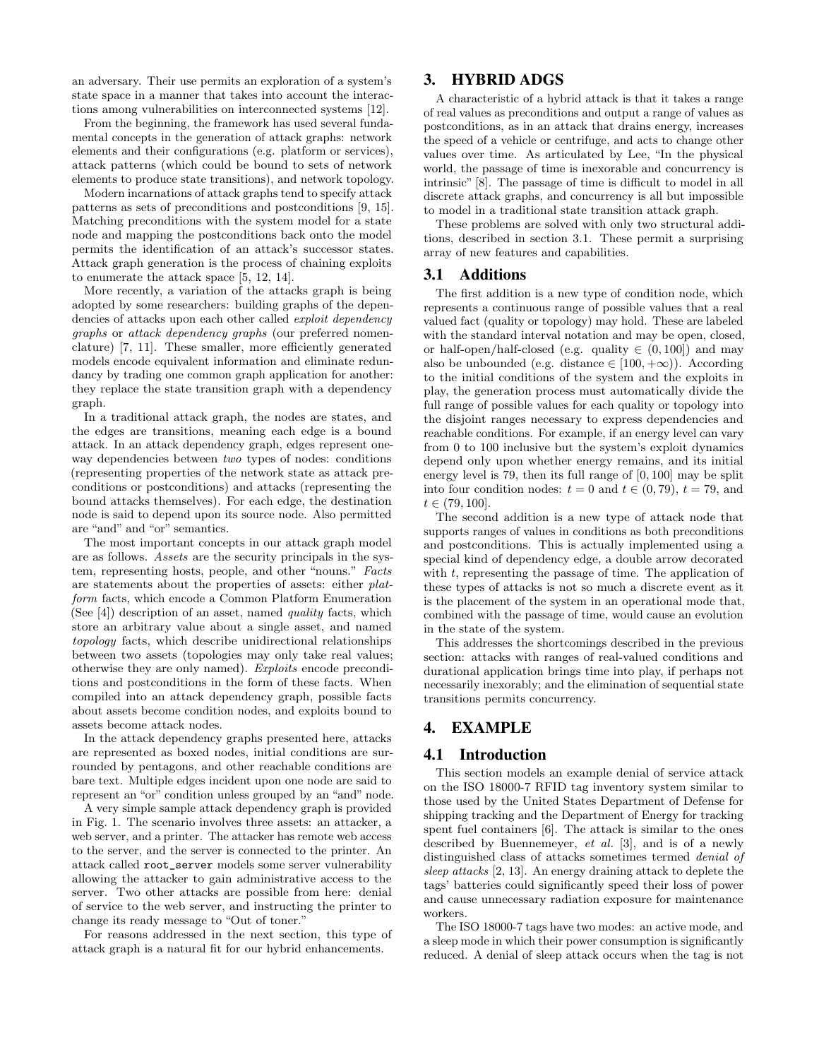an adversary. Their use permits an exploration of a system's state space in a manner that takes into account the interactions among vulnerabilities on interconnected systems [12].

From the beginning, the framework has used several fundamental concepts in the generation of attack graphs: network elements and their configurations (e.g. platform or services), attack patterns (which could be bound to sets of network elements to produce state transitions), and network topology.

Modern incarnations of attack graphs tend to specify attack patterns as sets of preconditions and postconditions [9, 15]. Matching preconditions with the system model for a state node and mapping the postconditions back onto the model permits the identification of an attack's successor states. Attack graph generation is the process of chaining exploits to enumerate the attack space [5, 12, 14].

More recently, a variation of the attacks graph is being adopted by some researchers: building graphs of the dependencies of attacks upon each other called *exploit dependency graphs* or *attack dependency graphs* (our preferred nomenclature) [7, 11]. These smaller, more efficiently generated models encode equivalent information and eliminate redundancy by trading one common graph application for another: they replace the state transition graph with a dependency graph.

In a traditional attack graph, the nodes are states, and the edges are transitions, meaning each edge is a bound attack. In an attack dependency graph, edges represent one-way dependencies between *two* types of nodes: conditions (representing properties of the network state as attack preconditions or postconditions) and attacks (representing the bound attacks themselves). For each edge, the destination node is said to depend upon its source node. Also permitted are "and" and "or" semantics.

The most important concepts in our attack graph model are as follows. *Assets* are the security principals in the system, representing hosts, people, and other "nouns." *Facts* are statements about the properties of assets: either *platform* facts, which encode a Common Platform Enumeration (See [4]) description of an asset, named *quality* facts, which store an arbitrary value about a single asset, and named *topology* facts, which describe unidirectional relationships between two assets (topologies may only take real values; otherwise they are only named). *Exploits* encode preconditions and postconditions in the form of these facts. When compiled into an attack dependency graph, possible facts about assets become condition nodes, and exploits bound to assets become attack nodes.

In the attack dependency graphs presented here, attacks are represented as boxed nodes, initial conditions are surrounded by pentagons, and other reachable conditions are bare text. Multiple edges incident upon one node are said to represent an "or" condition unless grouped by an "and" node.

A very simple sample attack dependency graph is provided in Fig. 1. The scenario involves three assets: an attacker, a web server, and a printer. The attacker has remote web access to the server, and the server is connected to the printer. An attack called `root_server` models some server vulnerability allowing the attacker to gain administrative access to the server. Two other attacks are possible from here: denial of service to the web server, and instructing the printer to change its ready message to "Out of toner."

For reasons addressed in the next section, this type of attack graph is a natural fit for our hybrid enhancements.

## 3. HYBRID ADGS

A characteristic of a hybrid attack is that it takes a range of real values as preconditions and output a range of values as postconditions, as in an attack that drains energy, increases the speed of a vehicle or centrifuge, and acts to change other values over time. As articulated by Lee, "In the physical world, the passage of time is inexorable and concurrency is intrinsic" [8]. The passage of time is difficult to model in all discrete attack graphs, and concurrency is all but impossible to model in a traditional state transition attack graph.

These problems are solved with only two structural additions, described in section 3.1. These permit a surprising array of new features and capabilities.

### 3.1 Additions

The first addition is a new type of condition node, which represents a continuous range of possible values that a real valued fact (quality or topology) may hold. These are labeled with the standard interval notation and may be open, closed, or half-open/half-closed (e.g. quality $\in (0, 100]$) and may also be unbounded (e.g. distance $\in [100, +\infty)$). According to the initial conditions of the system and the exploits in play, the generation process must automatically divide the full range of possible values for each quality or topology into the disjoint ranges necessary to express dependencies and reachable conditions. For example, if an energy level can vary from 0 to 100 inclusive but the system's exploit dynamics depend only upon whether energy remains, and its initial energy level is 79, then its full range of $[0, 100]$ may be split into four condition nodes: $t = 0$ and $t \in (0, 79)$, $t = 79$, and $t \in (79, 100]$.

The second addition is a new type of attack node that supports ranges of values in conditions as both preconditions and postconditions. This is actually implemented using a special kind of dependency edge, a double arrow decorated with $t$, representing the passage of time. The application of these types of attacks is not so much a discrete event as it is the placement of the system in an operational mode that, combined with the passage of time, would cause an evolution in the state of the system.

This addresses the shortcomings described in the previous section: attacks with ranges of real-valued conditions and durational application brings time into play, if perhaps not necessarily inexorably; and the elimination of sequential state transitions permits concurrency.

## 4. EXAMPLE

### 4.1 Introduction

This section models an example denial of service attack on the ISO 18000-7 RFID tag inventory system similar to those used by the United States Department of Defense for shipping tracking and the Department of Energy for tracking spent fuel containers [6]. The attack is similar to the ones described by Buennemeyer, *et al.* [3], and is of a newly distinguished class of attacks sometimes termed *denial of sleep attacks* [2, 13]. An energy draining attack to deplete the tags' batteries could significantly speed their loss of power and cause unnecessary radiation exposure for maintenance workers.

The ISO 18000-7 tags have two modes: an active mode, and a sleep mode in which their power consumption is significantly reduced. A denial of sleep attack occurs when the tag is not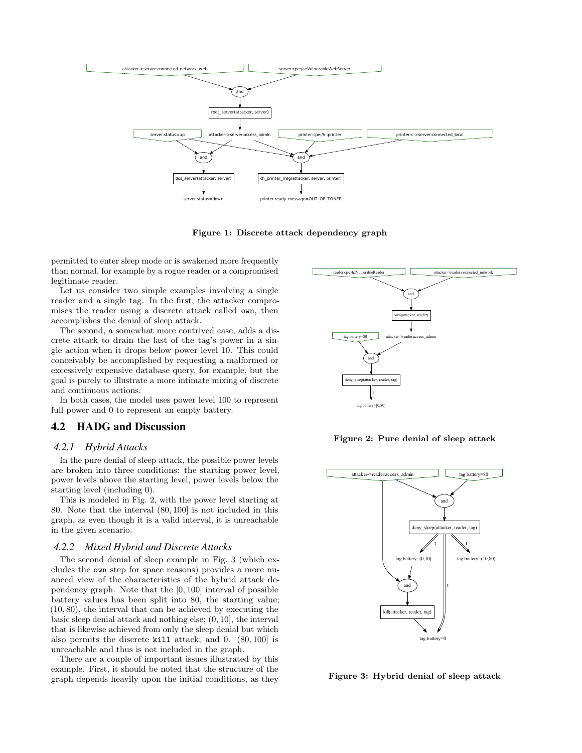Figure 1: Discrete attack dependency graph

permitted to enter sleep mode or is awakened more frequently than normal, for example by a rogue reader or a compromised legitimate reader.

Let us consider two simple examples involving a single reader and a single tag. In the first, the attacker compromises the reader using a discrete attack called `own`, then accomplishes the denial of sleep attack.

The second, a somewhat more contrived case, adds a discrete attack to drain the last of the tag's power in a single action when it drops below power level 10. This could conceivably be accomplished by requesting a malformed or excessively expensive database query, for example, but the goal is purely to illustrate a more intimate mixing of discrete and continuous actions.

In both cases, the model uses power level 100 to represent full power and 0 to represent an empty battery.

## 4.2 HADG and Discussion

### 4.2.1 *Hybrid Attacks*

In the pure denial of sleep attack, the possible power levels are broken into three conditions: the starting power level, power levels above the starting level, power levels below the starting level (including 0).

This is modeled in Fig. 2, with the power level starting at 80. Note that the interval $(80, 100]$ is not included in this graph, as even though it is a valid interval, it is unreachable in the given scenario.

### 4.2.2 *Mixed Hybrid and Discrete Attacks*

The second denial of sleep example in Fig. 3 (which excludes the `own` step for space reasons) provides a more nuanced view of the characteristics of the hybrid attack dependency graph. Note that the $[0, 100]$ interval of possible battery values has been split into 80, the starting value; $(10, 80)$, the interval that can be achieved by executing the basic sleep denial attack and nothing else; $(0, 10]$, the interval that is likewise achieved from only the sleep denial but which also permits the discrete `kill` attack; and 0. $(80, 100]$ is unreachable and thus is not included in the graph.

There are a couple of important issues illustrated by this example. First, it should be noted that the structure of the graph depends heavily upon the initial conditions, as they

Figure 2: Pure denial of sleep attack

Figure 3: Hybrid denial of sleep attack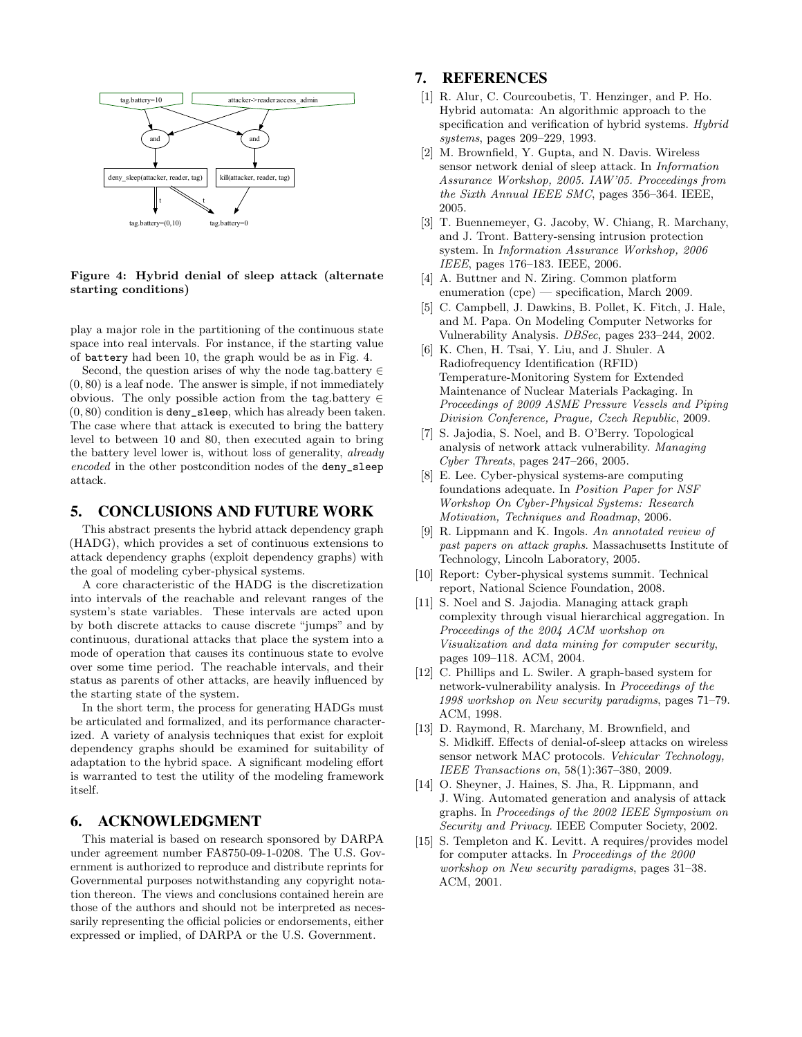tag.battery=10

attacker->reader:access_admin

and

and

deny_sleep(attacker, reader, tag)

kill(attacker, reader, tag)

t

t

tag.battery=(0,10)

tag.battery=0

**Figure 4: Hybrid denial of sleep attack (alternate starting conditions)**

play a major role in the partitioning of the continuous state space into real intervals. For instance, if the starting value of battery had been 10, the graph would be as in Fig. 4.

Second, the question arises of why the node tag.battery $\in (0, 80)$ is a leaf node. The answer is simple, if not immediately obvious. The only possible action from the tag.battery $\in (0, 80)$ condition is `deny_sleep`, which has already been taken. The case where that attack is executed to bring the battery level to between 10 and 80, then executed again to bring the battery level lower is, without loss of generality, *already encoded* in the other postcondition nodes of the `deny_sleep` attack.

## 5. CONCLUSIONS AND FUTURE WORK

This abstract presents the hybrid attack dependency graph (HADG), which provides a set of continuous extensions to attack dependency graphs (exploit dependency graphs) with the goal of modeling cyber-physical systems.

A core characteristic of the HADG is the discretization into intervals of the reachable and relevant ranges of the system's state variables. These intervals are acted upon by both discrete attacks to cause discrete "jumps" and by continuous, durational attacks that place the system into a mode of operation that causes its continuous state to evolve over some time period. The reachable intervals, and their status as parents of other attacks, are heavily influenced by the starting state of the system.

In the short term, the process for generating HADGs must be articulated and formalized, and its performance characterized. A variety of analysis techniques that exist for exploit dependency graphs should be examined for suitability of adaptation to the hybrid space. A significant modeling effort is warranted to test the utility of the modeling framework itself.

## 6. ACKNOWLEDGMENT

This material is based on research sponsored by DARPA under agreement number FA8750-09-1-0208. The U.S. Government is authorized to reproduce and distribute reprints for Governmental purposes notwithstanding any copyright notation thereon. The views and conclusions contained herein are those of the authors and should not be interpreted as necessarily representing the official policies or endorsements, either expressed or implied, of DARPA or the U.S. Government.

## 7. REFERENCES

[1] R. Alur, C. Courcoubetis, T. Henzinger, and P. Ho. Hybrid automata: An algorithmic approach to the specification and verification of hybrid systems. *Hybrid systems*, pages 209–229, 1993.

[2] M. Brownfield, Y. Gupta, and N. Davis. Wireless sensor network denial of sleep attack. In *Information Assurance Workshop, 2005. IAW'05. Proceedings from the Sixth Annual IEEE SMC*, pages 356–364. IEEE, 2005.

[3] T. Buennemeyer, G. Jacoby, W. Chiang, R. Marchany, and J. Tront. Battery-sensing intrusion protection system. In *Information Assurance Workshop, 2006 IEEE*, pages 176–183. IEEE, 2006.

[4] A. Buttner and N. Ziring. Common platform enumeration (cpe) — specification, March 2009.

[5] C. Campbell, J. Dawkins, B. Pollet, K. Fitch, J. Hale, and M. Papa. On Modeling Computer Networks for Vulnerability Analysis. *DBSec*, pages 233–244, 2002.

[6] K. Chen, H. Tsai, Y. Liu, and J. Shuler. A Radiofrequency Identification (RFID) Temperature-Monitoring System for Extended Maintenance of Nuclear Materials Packaging. In *Proceedings of 2009 ASME Pressure Vessels and Piping Division Conference, Prague, Czech Republic*, 2009.

[7] S. Jajodia, S. Noel, and B. O'Berry. Topological analysis of network attack vulnerability. *Managing Cyber Threats*, pages 247–266, 2005.

[8] E. Lee. Cyber-physical systems-are computing foundations adequate. In *Position Paper for NSF Workshop On Cyber-Physical Systems: Research Motivation, Techniques and Roadmap*, 2006.

[9] R. Lippmann and K. Ingols. *An annotated review of past papers on attack graphs*. Massachusetts Institute of Technology, Lincoln Laboratory, 2005.

[10] Report: Cyber-physical systems summit. Technical report, National Science Foundation, 2008.

[11] S. Noel and S. Jajodia. Managing attack graph complexity through visual hierarchical aggregation. In *Proceedings of the 2004 ACM workshop on Visualization and data mining for computer security*, pages 109–118. ACM, 2004.

[12] C. Phillips and L. Swiler. A graph-based system for network-vulnerability analysis. In *Proceedings of the 1998 workshop on New security paradigms*, pages 71–79. ACM, 1998.

[13] D. Raymond, R. Marchany, M. Brownfield, and S. Midkiff. Effects of denial-of-sleep attacks on wireless sensor network MAC protocols. *Vehicular Technology, IEEE Transactions on*, 58(1):367–380, 2009.

[14] O. Sheyner, J. Haines, S. Jha, R. Lippmann, and J. Wing. Automated generation and analysis of attack graphs. In *Proceedings of the 2002 IEEE Symposium on Security and Privacy*. IEEE Computer Society, 2002.

[15] S. Templeton and K. Levitt. A requires/provides model for computer attacks. In *Proceedings of the 2000 workshop on New security paradigms*, pages 31–38. ACM, 2001.